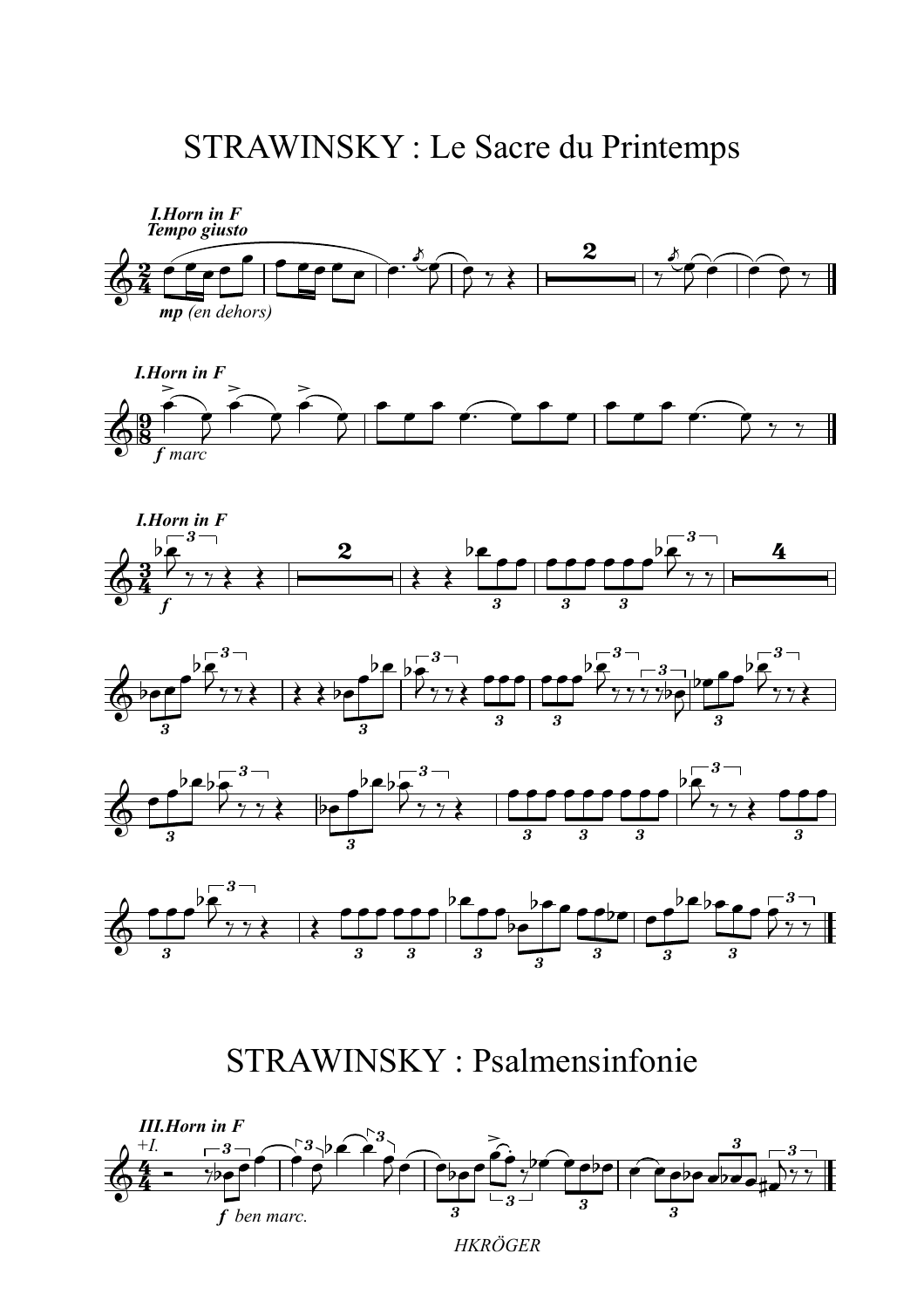# STRAWINSKY : Le Sacre du Printemps

# STRAWINSKY : Psalmensinfonie

HKRÖGER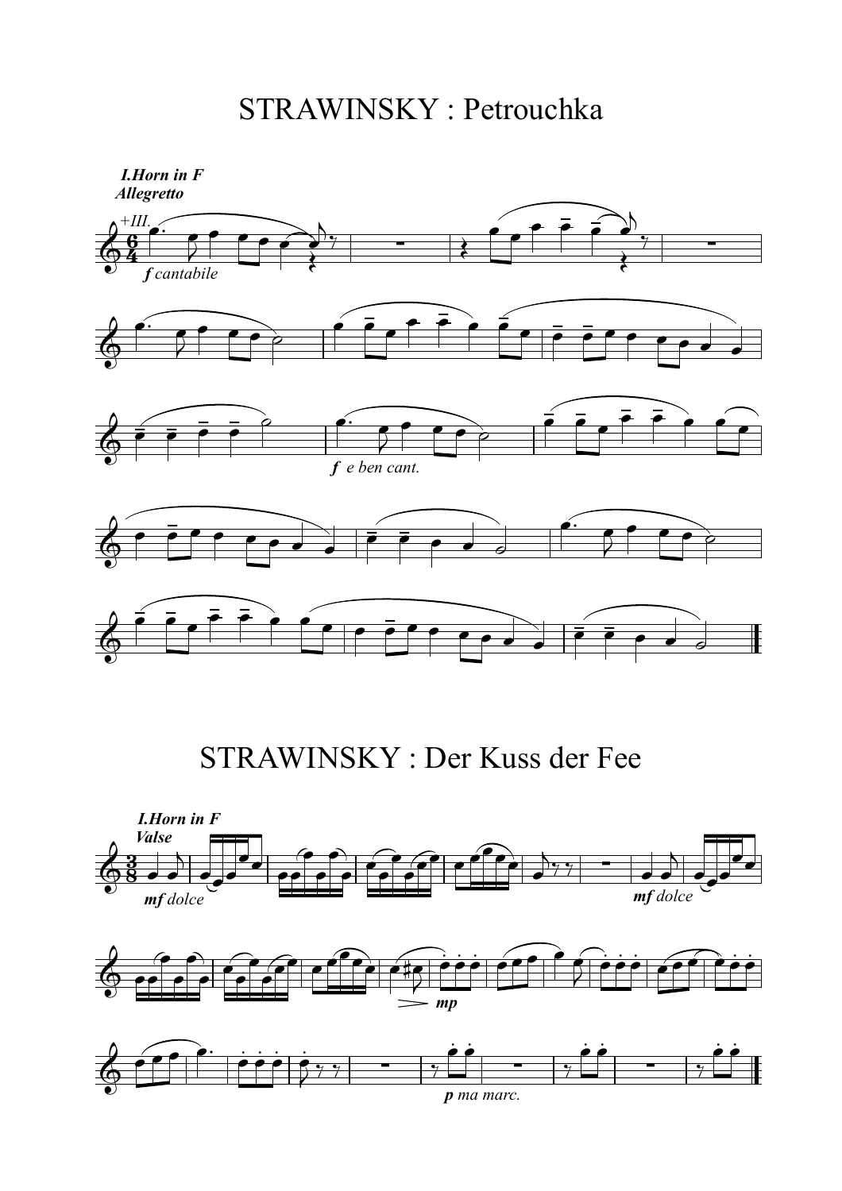# STRAWINSKY : Petrouchka

***I.Horn in F***

***Allegretto***

*+III.*

***f** cantabile*

***f** e ben cant.*

# STRAWINSKY : Der Kuss der Fee

***I.Horn in F***

***Valse***

***mf** dolce*

***mf** dolce*

***mp***

***p** ma marc.*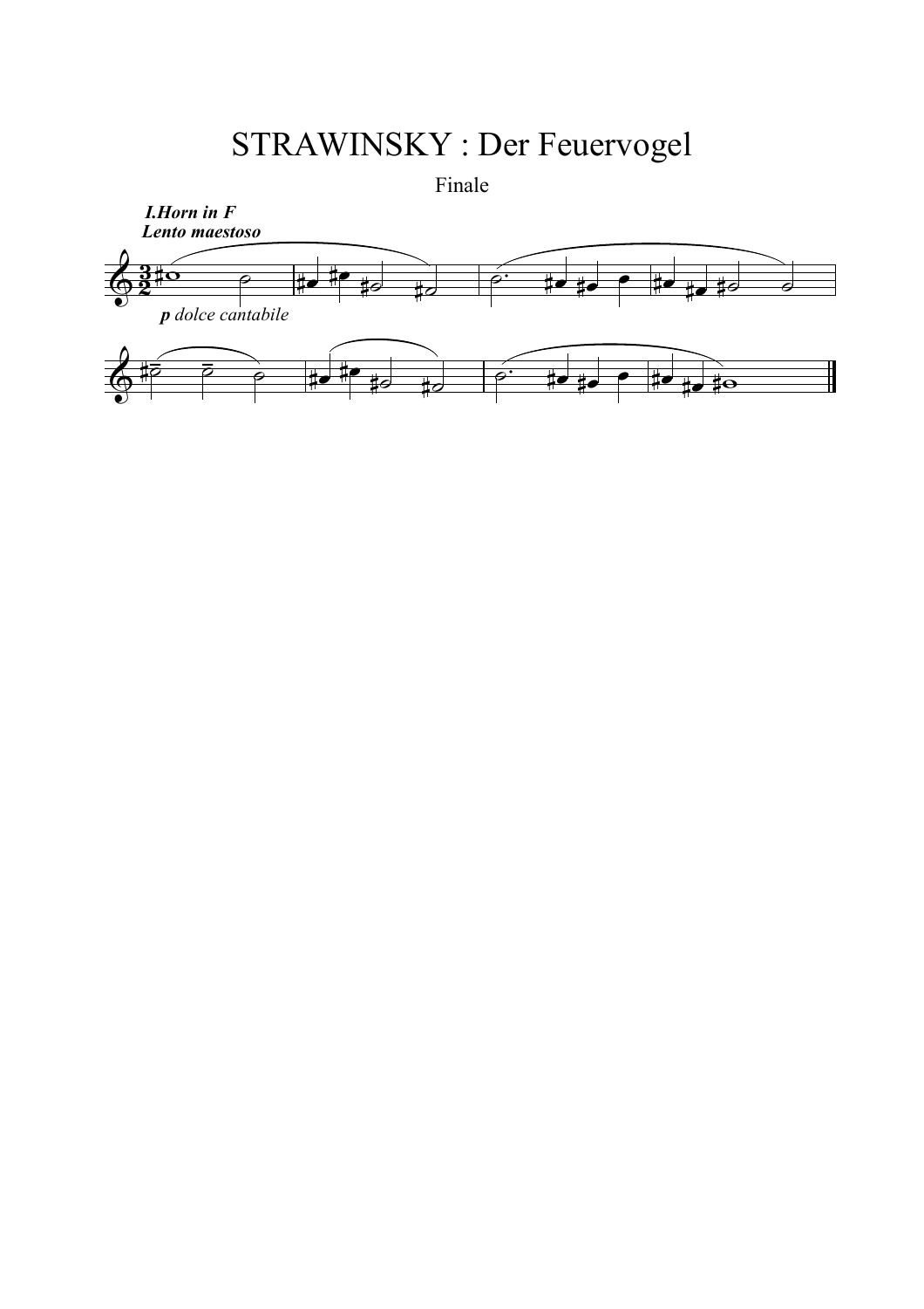# STRAWINSKY : Der Feuervogel

Finale

***I.Horn in F***

***Lento maestoso***

***p** dolce cantabile*